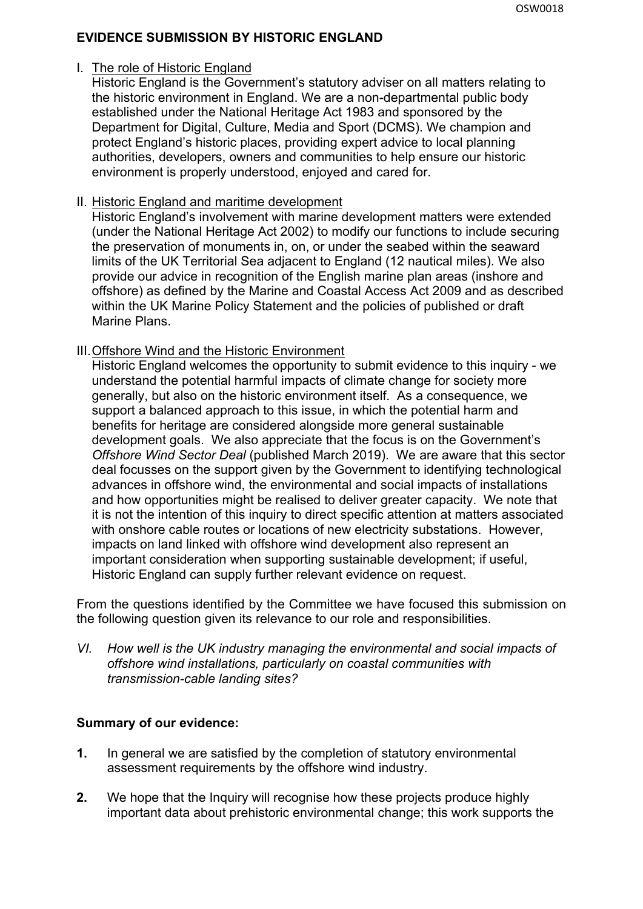# EVIDENCE SUBMISSION BY HISTORIC ENGLAND

I. The role of Historic England

Historic England is the Government's statutory adviser on all matters relating to the historic environment in England. We are a non-departmental public body established under the National Heritage Act 1983 and sponsored by the Department for Digital, Culture, Media and Sport (DCMS). We champion and protect England's historic places, providing expert advice to local planning authorities, developers, owners and communities to help ensure our historic environment is properly understood, enjoyed and cared for.

II. Historic England and maritime development

Historic England's involvement with marine development matters were extended (under the National Heritage Act 2002) to modify our functions to include securing the preservation of monuments in, on, or under the seabed within the seaward limits of the UK Territorial Sea adjacent to England (12 nautical miles). We also provide our advice in recognition of the English marine plan areas (inshore and offshore) as defined by the Marine and Coastal Access Act 2009 and as described within the UK Marine Policy Statement and the policies of published or draft Marine Plans.

III. Offshore Wind and the Historic Environment

Historic England welcomes the opportunity to submit evidence to this inquiry - we understand the potential harmful impacts of climate change for society more generally, but also on the historic environment itself. As a consequence, we support a balanced approach to this issue, in which the potential harm and benefits for heritage are considered alongside more general sustainable development goals. We also appreciate that the focus is on the Government's *Offshore Wind Sector Deal* (published March 2019). We are aware that this sector deal focusses on the support given by the Government to identifying technological advances in offshore wind, the environmental and social impacts of installations and how opportunities might be realised to deliver greater capacity. We note that it is not the intention of this inquiry to direct specific attention at matters associated with onshore cable routes or locations of new electricity substations. However, impacts on land linked with offshore wind development also represent an important consideration when supporting sustainable development; if useful, Historic England can supply further relevant evidence on request.

From the questions identified by the Committee we have focused this submission on the following question given its relevance to our role and responsibilities.

*VI. How well is the UK industry managing the environmental and social impacts of offshore wind installations, particularly on coastal communities with transmission-cable landing sites?*

**Summary of our evidence:**

**1.** In general we are satisfied by the completion of statutory environmental assessment requirements by the offshore wind industry.

**2.** We hope that the Inquiry will recognise how these projects produce highly important data about prehistoric environmental change; this work supports the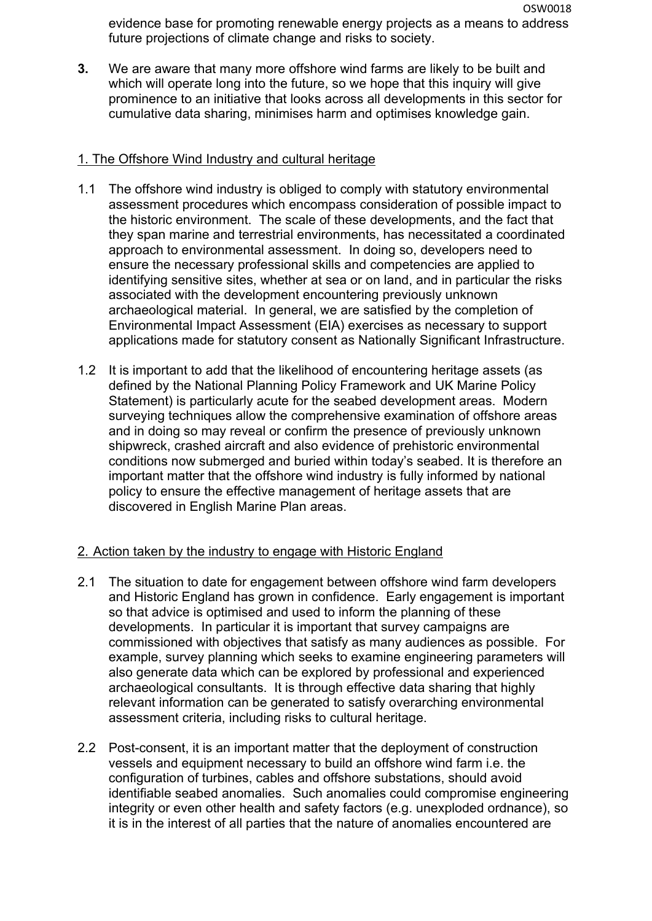evidence base for promoting renewable energy projects as a means to address future projections of climate change and risks to society.

**3.** We are aware that many more offshore wind farms are likely to be built and which will operate long into the future, so we hope that this inquiry will give prominence to an initiative that looks across all developments in this sector for cumulative data sharing, minimises harm and optimises knowledge gain.

## 1. The Offshore Wind Industry and cultural heritage

1.1 The offshore wind industry is obliged to comply with statutory environmental assessment procedures which encompass consideration of possible impact to the historic environment. The scale of these developments, and the fact that they span marine and terrestrial environments, has necessitated a coordinated approach to environmental assessment. In doing so, developers need to ensure the necessary professional skills and competencies are applied to identifying sensitive sites, whether at sea or on land, and in particular the risks associated with the development encountering previously unknown archaeological material. In general, we are satisfied by the completion of Environmental Impact Assessment (EIA) exercises as necessary to support applications made for statutory consent as Nationally Significant Infrastructure.

1.2 It is important to add that the likelihood of encountering heritage assets (as defined by the National Planning Policy Framework and UK Marine Policy Statement) is particularly acute for the seabed development areas. Modern surveying techniques allow the comprehensive examination of offshore areas and in doing so may reveal or confirm the presence of previously unknown shipwreck, crashed aircraft and also evidence of prehistoric environmental conditions now submerged and buried within today's seabed. It is therefore an important matter that the offshore wind industry is fully informed by national policy to ensure the effective management of heritage assets that are discovered in English Marine Plan areas.

## 2. Action taken by the industry to engage with Historic England

2.1 The situation to date for engagement between offshore wind farm developers and Historic England has grown in confidence. Early engagement is important so that advice is optimised and used to inform the planning of these developments. In particular it is important that survey campaigns are commissioned with objectives that satisfy as many audiences as possible. For example, survey planning which seeks to examine engineering parameters will also generate data which can be explored by professional and experienced archaeological consultants. It is through effective data sharing that highly relevant information can be generated to satisfy overarching environmental assessment criteria, including risks to cultural heritage.

2.2 Post-consent, it is an important matter that the deployment of construction vessels and equipment necessary to build an offshore wind farm i.e. the configuration of turbines, cables and offshore substations, should avoid identifiable seabed anomalies. Such anomalies could compromise engineering integrity or even other health and safety factors (e.g. unexploded ordnance), so it is in the interest of all parties that the nature of anomalies encountered are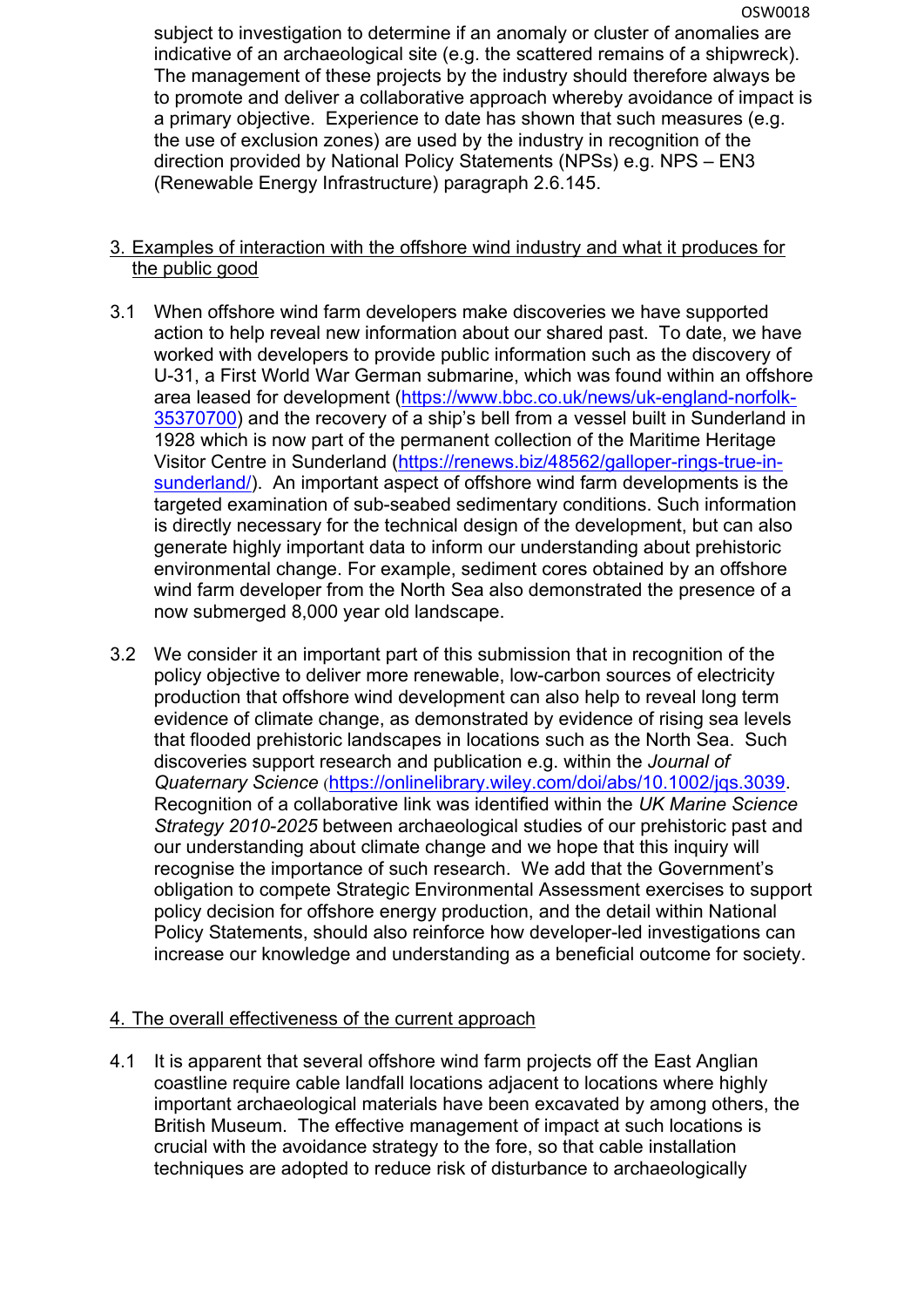subject to investigation to determine if an anomaly or cluster of anomalies are indicative of an archaeological site (e.g. the scattered remains of a shipwreck). The management of these projects by the industry should therefore always be to promote and deliver a collaborative approach whereby avoidance of impact is a primary objective. Experience to date has shown that such measures (e.g. the use of exclusion zones) are used by the industry in recognition of the direction provided by National Policy Statements (NPSs) e.g. NPS – EN3 (Renewable Energy Infrastructure) paragraph 2.6.145.

## 3. Examples of interaction with the offshore wind industry and what it produces for the public good

3.1 When offshore wind farm developers make discoveries we have supported action to help reveal new information about our shared past. To date, we have worked with developers to provide public information such as the discovery of U-31, a First World War German submarine, which was found within an offshore area leased for development (https://www.bbc.co.uk/news/uk-england-norfolk-35370700) and the recovery of a ship's bell from a vessel built in Sunderland in 1928 which is now part of the permanent collection of the Maritime Heritage Visitor Centre in Sunderland (https://renews.biz/48562/galloper-rings-true-in-sunderland/). An important aspect of offshore wind farm developments is the targeted examination of sub-seabed sedimentary conditions. Such information is directly necessary for the technical design of the development, but can also generate highly important data to inform our understanding about prehistoric environmental change. For example, sediment cores obtained by an offshore wind farm developer from the North Sea also demonstrated the presence of a now submerged 8,000 year old landscape.

3.2 We consider it an important part of this submission that in recognition of the policy objective to deliver more renewable, low-carbon sources of electricity production that offshore wind development can also help to reveal long term evidence of climate change, as demonstrated by evidence of rising sea levels that flooded prehistoric landscapes in locations such as the North Sea. Such discoveries support research and publication e.g. within the *Journal of Quaternary Science* (https://onlinelibrary.wiley.com/doi/abs/10.1002/jqs.3039. Recognition of a collaborative link was identified within the *UK Marine Science Strategy 2010-2025* between archaeological studies of our prehistoric past and our understanding about climate change and we hope that this inquiry will recognise the importance of such research. We add that the Government's obligation to compete Strategic Environmental Assessment exercises to support policy decision for offshore energy production, and the detail within National Policy Statements, should also reinforce how developer-led investigations can increase our knowledge and understanding as a beneficial outcome for society.

## 4. The overall effectiveness of the current approach

4.1 It is apparent that several offshore wind farm projects off the East Anglian coastline require cable landfall locations adjacent to locations where highly important archaeological materials have been excavated by among others, the British Museum. The effective management of impact at such locations is crucial with the avoidance strategy to the fore, so that cable installation techniques are adopted to reduce risk of disturbance to archaeologically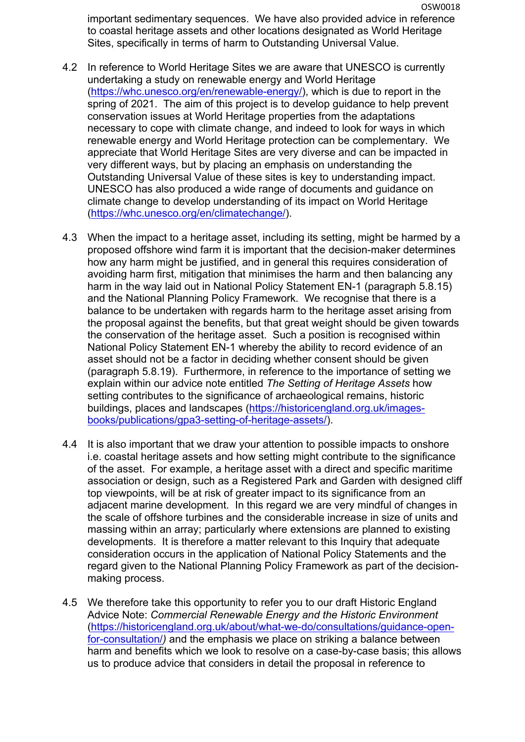important sedimentary sequences. We have also provided advice in reference to coastal heritage assets and other locations designated as World Heritage Sites, specifically in terms of harm to Outstanding Universal Value.

4.2 In reference to World Heritage Sites we are aware that UNESCO is currently undertaking a study on renewable energy and World Heritage (https://whc.unesco.org/en/renewable-energy/), which is due to report in the spring of 2021. The aim of this project is to develop guidance to help prevent conservation issues at World Heritage properties from the adaptations necessary to cope with climate change, and indeed to look for ways in which renewable energy and World Heritage protection can be complementary. We appreciate that World Heritage Sites are very diverse and can be impacted in very different ways, but by placing an emphasis on understanding the Outstanding Universal Value of these sites is key to understanding impact. UNESCO has also produced a wide range of documents and guidance on climate change to develop understanding of its impact on World Heritage (https://whc.unesco.org/en/climatechange/).

4.3 When the impact to a heritage asset, including its setting, might be harmed by a proposed offshore wind farm it is important that the decision-maker determines how any harm might be justified, and in general this requires consideration of avoiding harm first, mitigation that minimises the harm and then balancing any harm in the way laid out in National Policy Statement EN-1 (paragraph 5.8.15) and the National Planning Policy Framework. We recognise that there is a balance to be undertaken with regards harm to the heritage asset arising from the proposal against the benefits, but that great weight should be given towards the conservation of the heritage asset. Such a position is recognised within National Policy Statement EN-1 whereby the ability to record evidence of an asset should not be a factor in deciding whether consent should be given (paragraph 5.8.19). Furthermore, in reference to the importance of setting we explain within our advice note entitled *The Setting of Heritage Assets* how setting contributes to the significance of archaeological remains, historic buildings, places and landscapes (https://historicengland.org.uk/images-books/publications/gpa3-setting-of-heritage-assets/).

4.4 It is also important that we draw your attention to possible impacts to onshore i.e. coastal heritage assets and how setting might contribute to the significance of the asset. For example, a heritage asset with a direct and specific maritime association or design, such as a Registered Park and Garden with designed cliff top viewpoints, will be at risk of greater impact to its significance from an adjacent marine development. In this regard we are very mindful of changes in the scale of offshore turbines and the considerable increase in size of units and massing within an array; particularly where extensions are planned to existing developments. It is therefore a matter relevant to this Inquiry that adequate consideration occurs in the application of National Policy Statements and the regard given to the National Planning Policy Framework as part of the decision-making process.

4.5 We therefore take this opportunity to refer you to our draft Historic England Advice Note: *Commercial Renewable Energy and the Historic Environment* (https://historicengland.org.uk/about/what-we-do/consultations/guidance-open-for-consultation/*)* and the emphasis we place on striking a balance between harm and benefits which we look to resolve on a case-by-case basis; this allows us to produce advice that considers in detail the proposal in reference to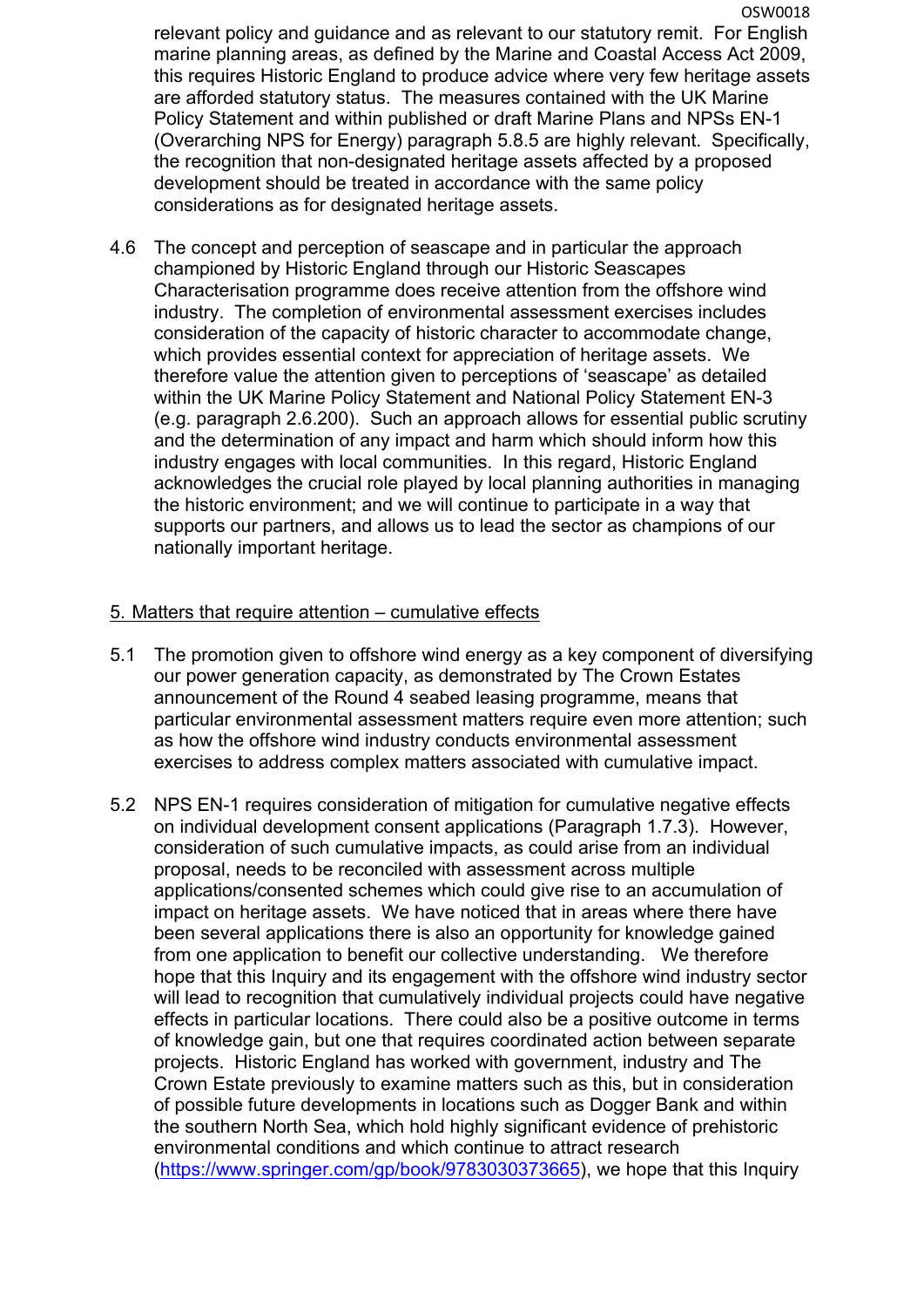relevant policy and guidance and as relevant to our statutory remit. For English marine planning areas, as defined by the Marine and Coastal Access Act 2009, this requires Historic England to produce advice where very few heritage assets are afforded statutory status. The measures contained with the UK Marine Policy Statement and within published or draft Marine Plans and NPSs EN-1 (Overarching NPS for Energy) paragraph 5.8.5 are highly relevant. Specifically, the recognition that non-designated heritage assets affected by a proposed development should be treated in accordance with the same policy considerations as for designated heritage assets.

4.6 The concept and perception of seascape and in particular the approach championed by Historic England through our Historic Seascapes Characterisation programme does receive attention from the offshore wind industry. The completion of environmental assessment exercises includes consideration of the capacity of historic character to accommodate change, which provides essential context for appreciation of heritage assets. We therefore value the attention given to perceptions of 'seascape' as detailed within the UK Marine Policy Statement and National Policy Statement EN-3 (e.g. paragraph 2.6.200). Such an approach allows for essential public scrutiny and the determination of any impact and harm which should inform how this industry engages with local communities. In this regard, Historic England acknowledges the crucial role played by local planning authorities in managing the historic environment; and we will continue to participate in a way that supports our partners, and allows us to lead the sector as champions of our nationally important heritage.

## 5. Matters that require attention – cumulative effects

5.1 The promotion given to offshore wind energy as a key component of diversifying our power generation capacity, as demonstrated by The Crown Estates announcement of the Round 4 seabed leasing programme, means that particular environmental assessment matters require even more attention; such as how the offshore wind industry conducts environmental assessment exercises to address complex matters associated with cumulative impact.

5.2 NPS EN-1 requires consideration of mitigation for cumulative negative effects on individual development consent applications (Paragraph 1.7.3). However, consideration of such cumulative impacts, as could arise from an individual proposal, needs to be reconciled with assessment across multiple applications/consented schemes which could give rise to an accumulation of impact on heritage assets. We have noticed that in areas where there have been several applications there is also an opportunity for knowledge gained from one application to benefit our collective understanding. We therefore hope that this Inquiry and its engagement with the offshore wind industry sector will lead to recognition that cumulatively individual projects could have negative effects in particular locations. There could also be a positive outcome in terms of knowledge gain, but one that requires coordinated action between separate projects. Historic England has worked with government, industry and The Crown Estate previously to examine matters such as this, but in consideration of possible future developments in locations such as Dogger Bank and within the southern North Sea, which hold highly significant evidence of prehistoric environmental conditions and which continue to attract research (https://www.springer.com/gp/book/9783030373665), we hope that this Inquiry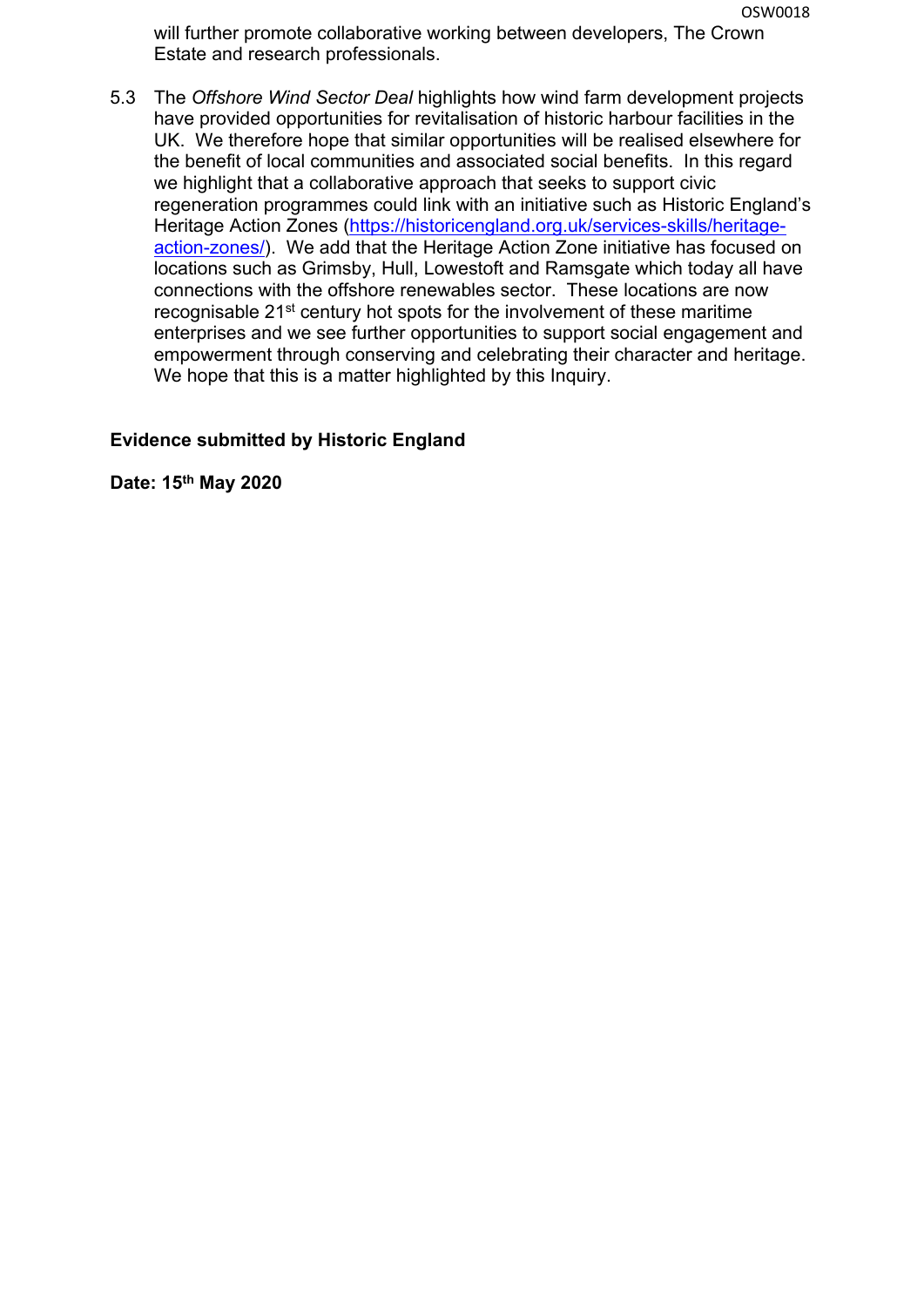will further promote collaborative working between developers, The Crown Estate and research professionals.

5.3 The *Offshore Wind Sector Deal* highlights how wind farm development projects have provided opportunities for revitalisation of historic harbour facilities in the UK. We therefore hope that similar opportunities will be realised elsewhere for the benefit of local communities and associated social benefits. In this regard we highlight that a collaborative approach that seeks to support civic regeneration programmes could link with an initiative such as Historic England's Heritage Action Zones (https://historicengland.org.uk/services-skills/heritage-action-zones/). We add that the Heritage Action Zone initiative has focused on locations such as Grimsby, Hull, Lowestoft and Ramsgate which today all have connections with the offshore renewables sector. These locations are now recognisable 21st century hot spots for the involvement of these maritime enterprises and we see further opportunities to support social engagement and empowerment through conserving and celebrating their character and heritage. We hope that this is a matter highlighted by this Inquiry.

**Evidence submitted by Historic England**

**Date: 15th May 2020**